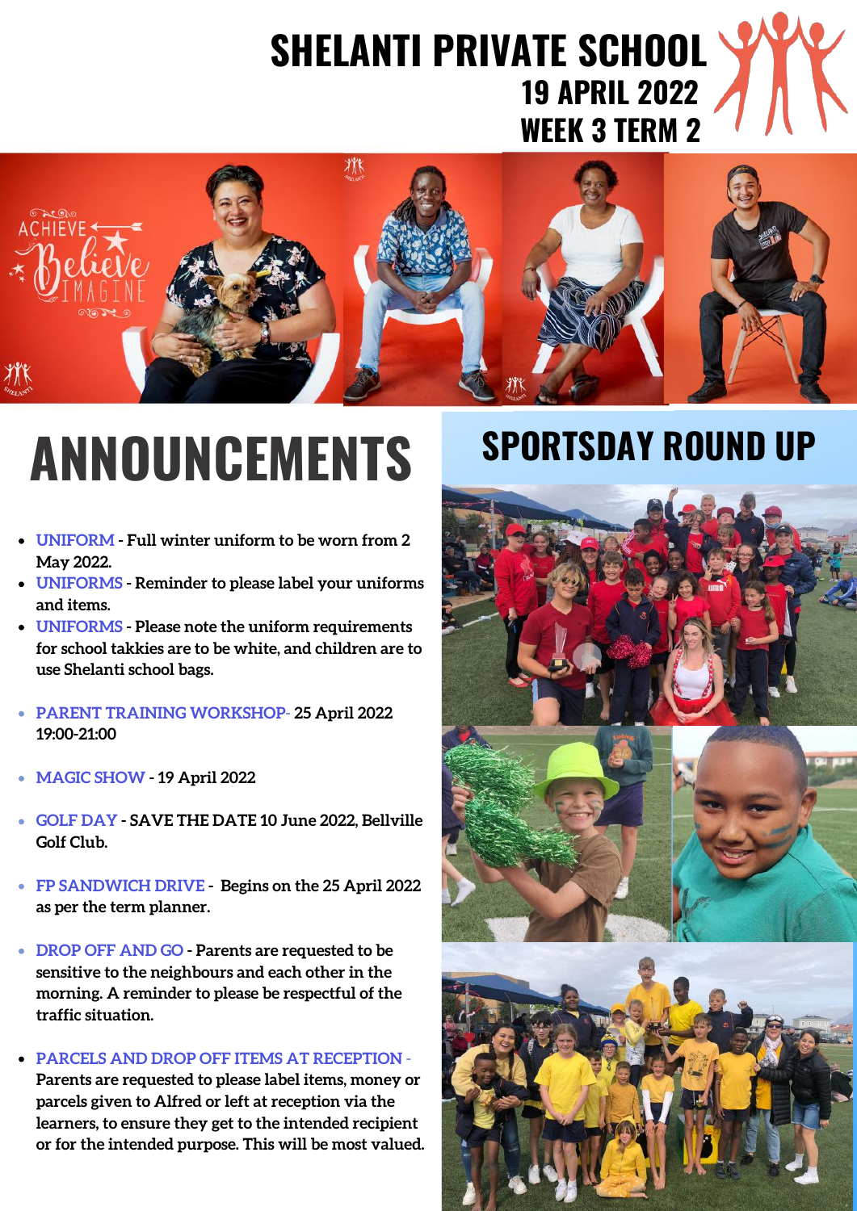# SHELANTI PRIVATE SCHOOL

## 19 APRIL 2022
## WEEK 3 TERM 2

# ANNOUNCEMENTS

- **UNIFORM - Full winter uniform to be worn from 2 May 2022.**
- **UNIFORMS - Reminder to please label your uniforms and items.**
- **UNIFORMS - Please note the uniform requirements for school takkies are to be white, and children are to use Shelanti school bags.**

- **PARENT TRAINING WORKSHOP- 25 April 2022 19:00-21:00**

- **MAGIC SHOW - 19 April 2022**

- **GOLF DAY - SAVE THE DATE 10 June 2022, Bellville Golf Club.**

- **FP SANDWICH DRIVE - Begins on the 25 April 2022 as per the term planner.**

- **DROP OFF AND GO - Parents are requested to be sensitive to the neighbours and each other in the morning. A reminder to please be respectful of the traffic situation.**

- **PARCELS AND DROP OFF ITEMS AT RECEPTION - Parents are requested to please label items, money or parcels given to Alfred or left at reception via the learners, to ensure they get to the intended recipient or for the intended purpose. This will be most valued.**

# SPORTSDAY ROUND UP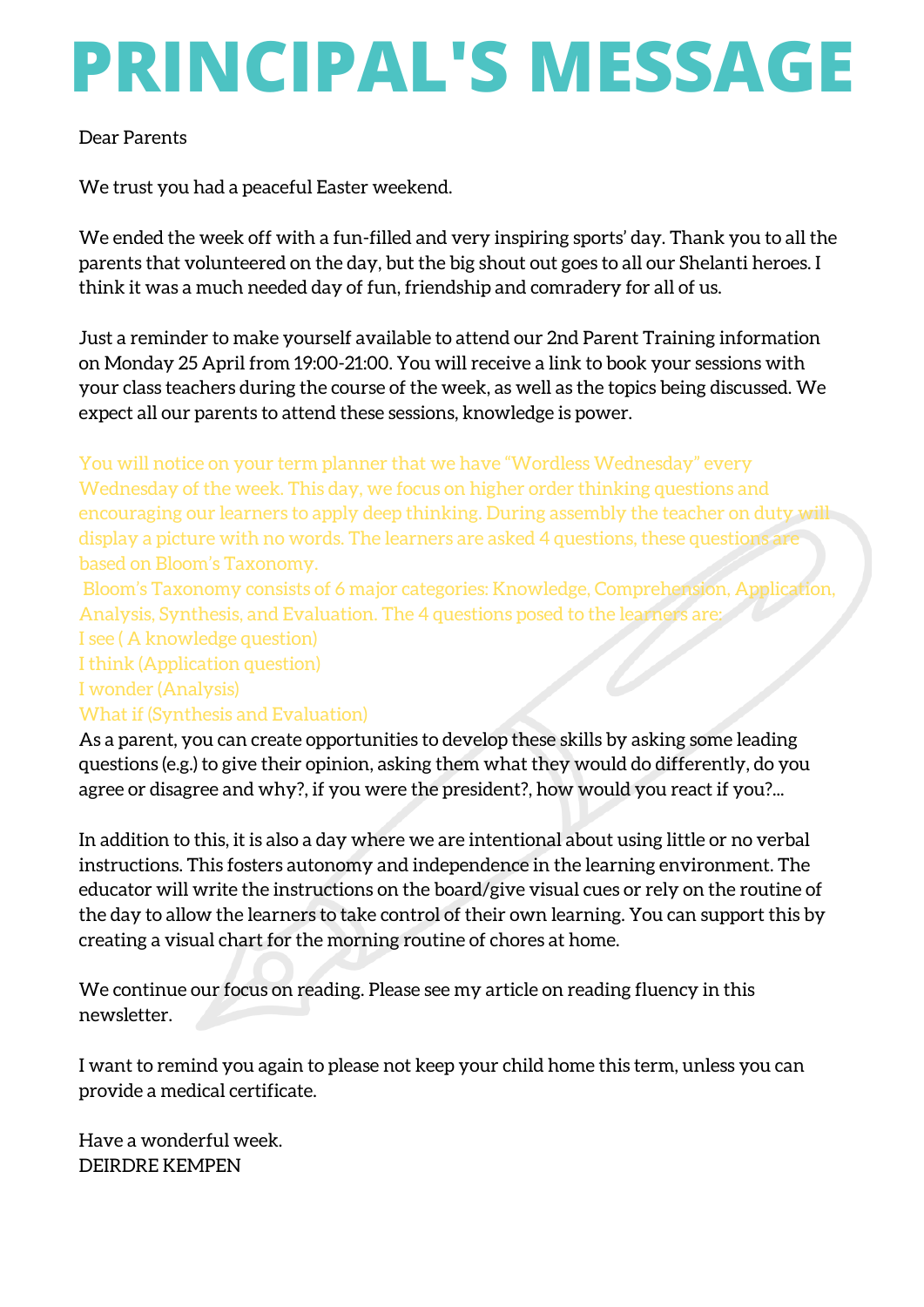# PRINCIPAL'S MESSAGE

Dear Parents

We trust you had a peaceful Easter weekend.

We ended the week off with a fun-filled and very inspiring sports' day. Thank you to all the parents that volunteered on the day, but the big shout out goes to all our Shelanti heroes. I think it was a much needed day of fun, friendship and comradery for all of us.

Just a reminder to make yourself available to attend our 2nd Parent Training information on Monday 25 April from 19:00-21:00. You will receive a link to book your sessions with your class teachers during the course of the week, as well as the topics being discussed. We expect all our parents to attend these sessions, knowledge is power.

You will notice on your term planner that we have "Wordless Wednesday" every Wednesday of the week. This day, we focus on higher order thinking questions and encouraging our learners to apply deep thinking. During assembly the teacher on duty will display a picture with no words. The learners are asked 4 questions, these questions are based on Bloom's Taxonomy.
Bloom's Taxonomy consists of 6 major categories: Knowledge, Comprehension, Application, Analysis, Synthesis, and Evaluation. The 4 questions posed to the learners are:
I see ( A knowledge question)
I think (Application question)
I wonder (Analysis)
What if (Synthesis and Evaluation)
As a parent, you can create opportunities to develop these skills by asking some leading questions (e.g.) to give their opinion, asking them what they would do differently, do you agree or disagree and why?, if you were the president?, how would you react if you?...

In addition to this, it is also a day where we are intentional about using little or no verbal instructions. This fosters autonomy and independence in the learning environment. The educator will write the instructions on the board/give visual cues or rely on the routine of the day to allow the learners to take control of their own learning. You can support this by creating a visual chart for the morning routine of chores at home.

We continue our focus on reading. Please see my article on reading fluency in this newsletter.

I want to remind you again to please not keep your child home this term, unless you can provide a medical certificate.

Have a wonderful week.
DEIRDRE KEMPEN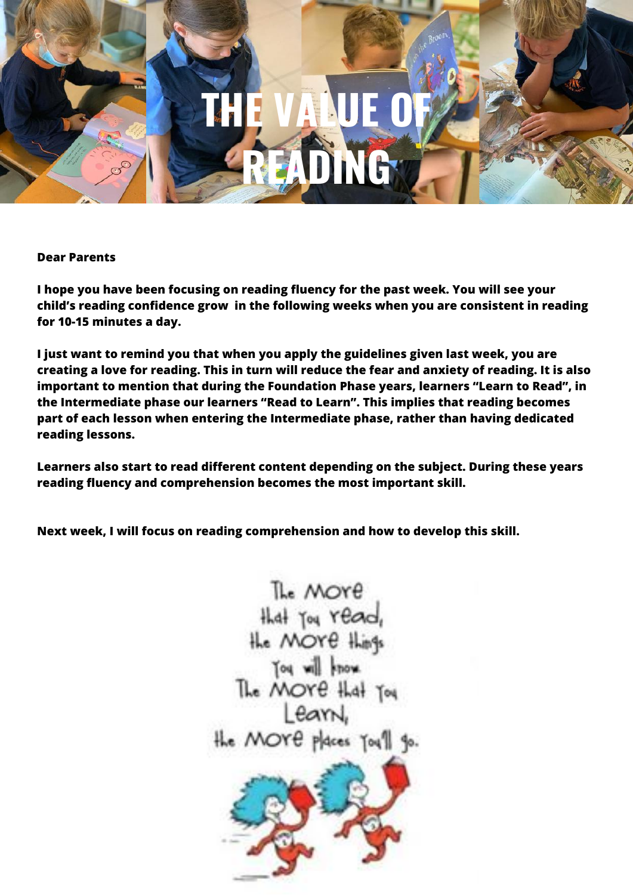# THE VALUE OF READING

**Dear Parents**

**I hope you have been focusing on reading fluency for the past week. You will see your child's reading confidence grow in the following weeks when you are consistent in reading for 10-15 minutes a day.**

**I just want to remind you that when you apply the guidelines given last week, you are creating a love for reading. This in turn will reduce the fear and anxiety of reading. It is also important to mention that during the Foundation Phase years, learners "Learn to Read", in the Intermediate phase our learners "Read to Learn". This implies that reading becomes part of each lesson when entering the Intermediate phase, rather than having dedicated reading lessons.**

**Learners also start to read different content depending on the subject. During these years reading fluency and comprehension becomes the most important skill.**

**Next week, I will focus on reading comprehension and how to develop this skill.**

The more that you read, the more things you will know. The more that you learn, the more places you'll go.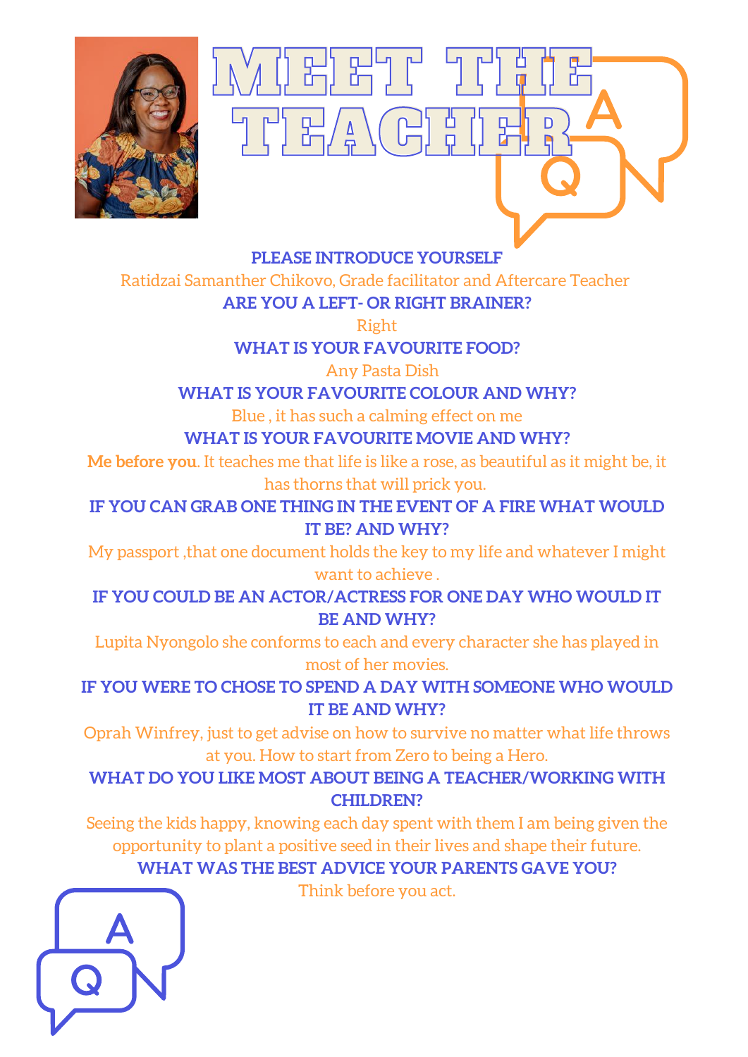# MEET THE TEACHER

**PLEASE INTRODUCE YOURSELF**

Ratidzai Samanther Chikovo, Grade facilitator and Aftercare Teacher

**ARE YOU A LEFT- OR RIGHT BRAINER?**

Right

**WHAT IS YOUR FAVOURITE FOOD?**

Any Pasta Dish

**WHAT IS YOUR FAVOURITE COLOUR AND WHY?**

Blue , it has such a calming effect on me

**WHAT IS YOUR FAVOURITE MOVIE AND WHY?**

**Me before you**. It teaches me that life is like a rose, as beautiful as it might be, it has thorns that will prick you.

**IF YOU CAN GRAB ONE THING IN THE EVENT OF A FIRE WHAT WOULD IT BE? AND WHY?**

My passport ,that one document holds the key to my life and whatever I might want to achieve .

**IF YOU COULD BE AN ACTOR/ACTRESS FOR ONE DAY WHO WOULD IT BE AND WHY?**

Lupita Nyongolo she conforms to each and every character she has played in most of her movies.

**IF YOU WERE TO CHOSE TO SPEND A DAY WITH SOMEONE WHO WOULD IT BE AND WHY?**

Oprah Winfrey, just to get advise on how to survive no matter what life throws at you. How to start from Zero to being a Hero.

**WHAT DO YOU LIKE MOST ABOUT BEING A TEACHER/WORKING WITH CHILDREN?**

Seeing the kids happy, knowing each day spent with them I am being given the opportunity to plant a positive seed in their lives and shape their future.

**WHAT WAS THE BEST ADVICE YOUR PARENTS GAVE YOU?**

Think before you act.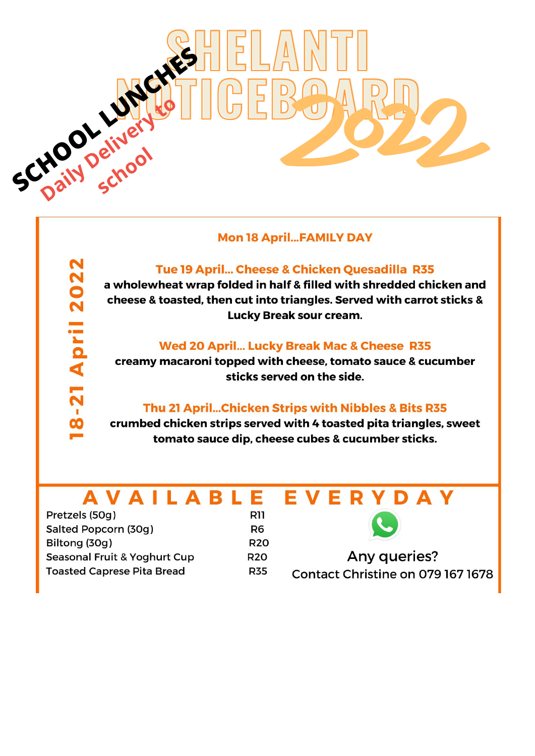# SHELANTI NOTICEBOARD 2022

**SCHOOL LUNCHES**

**Daily Delivery to school**

## 18-21 April 2022

**Mon 18 April...FAMILY DAY**

**Tue 19 April... Cheese & Chicken Quesadilla R35**
**a wholewheat wrap folded in half & filled with shredded chicken and cheese & toasted, then cut into triangles. Served with carrot sticks & Lucky Break sour cream.**

**Wed 20 April... Lucky Break Mac & Cheese R35**
**creamy macaroni topped with cheese, tomato sauce & cucumber sticks served on the side.**

**Thu 21 April...Chicken Strips with Nibbles & Bits R35**
**crumbed chicken strips served with 4 toasted pita triangles, sweet tomato sauce dip, cheese cubes & cucumber sticks.**

## AVAILABLE EVERYDAY

| Item | Price |
|---|---|
| Pretzels (50g) | R11 |
| Salted Popcorn (30g) | R6 |
| Biltong (30g) | R20 |
| Seasonal Fruit & Yoghurt Cup | R20 |
| Toasted Caprese Pita Bread | R35 |

Any queries?
Contact Christine on 079 167 1678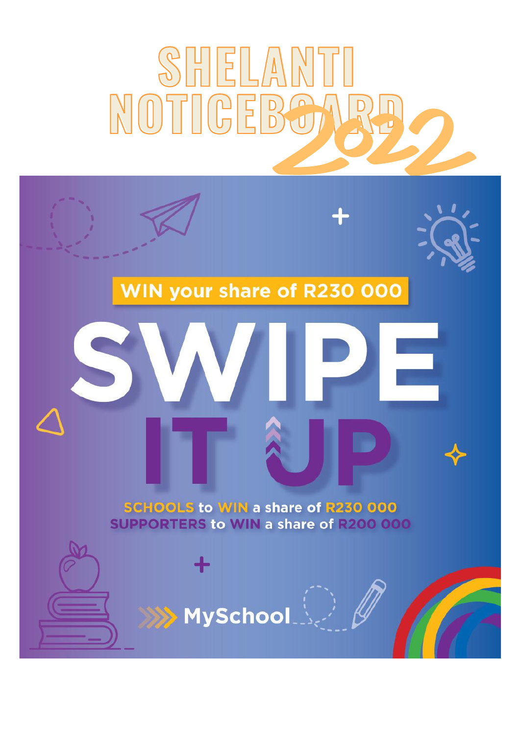# SHELANTI NOTICEBOARD 2022

**WIN your share of R230 000**

# SWIPE IT UP

**SCHOOLS to WIN a share of R230 000**
**SUPPORTERS to WIN a share of R200 000**

MySchool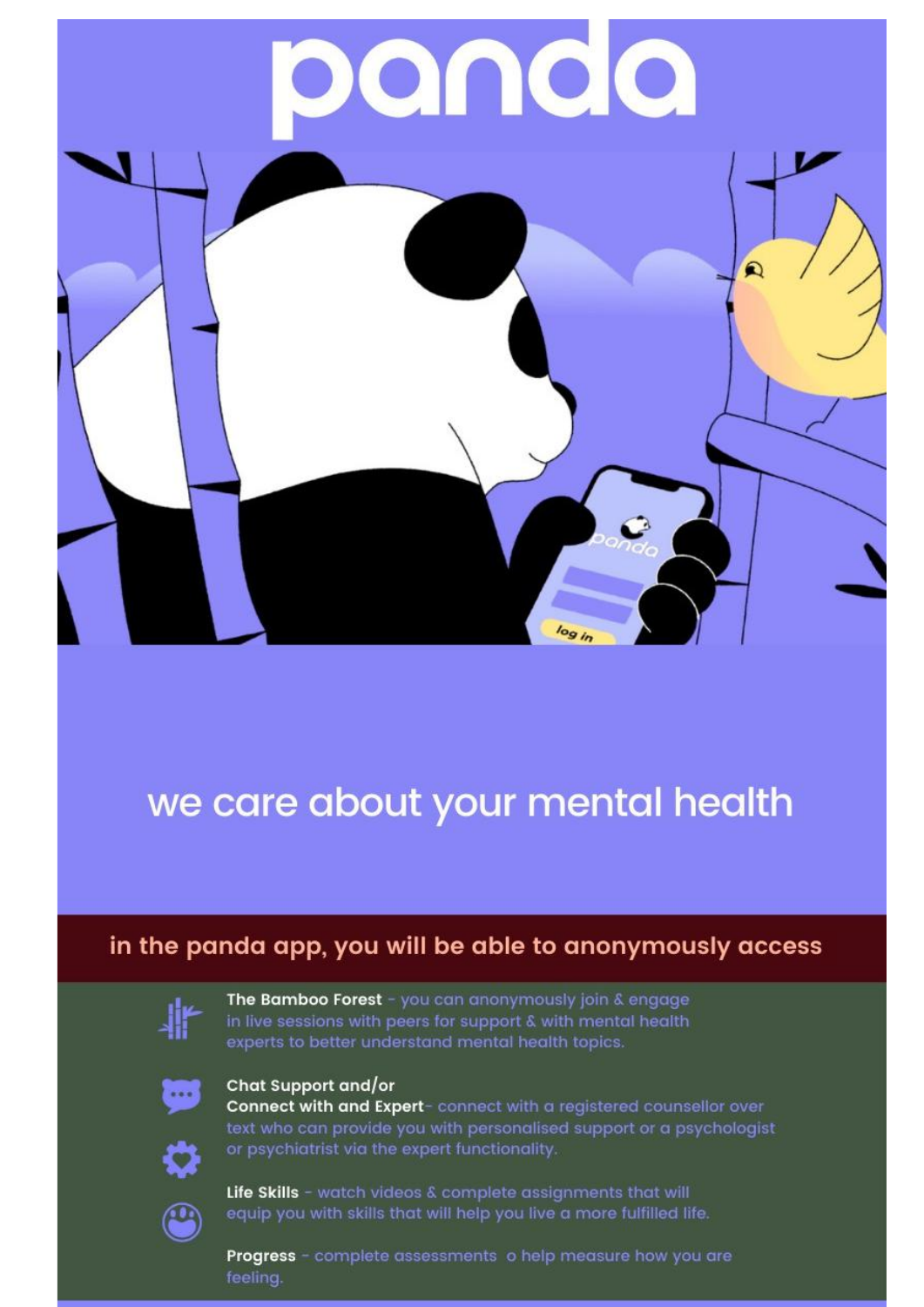# panda

## we care about your mental health

**in the panda app, you will be able to anonymously access**

- **The Bamboo Forest** - you can anonymously join & engage in live sessions with peers for support & with mental health experts to better understand mental health topics.
- **Chat Support and/or Connect with and Expert**- connect with a registered counsellor over text who can provide you with personalised support or a psychologist or psychiatrist via the expert functionality.
- **Life Skills** - watch videos & complete assignments that will equip you with skills that will help you live a more fulfilled life.
- **Progress** - complete assessments o help measure how you are feeling.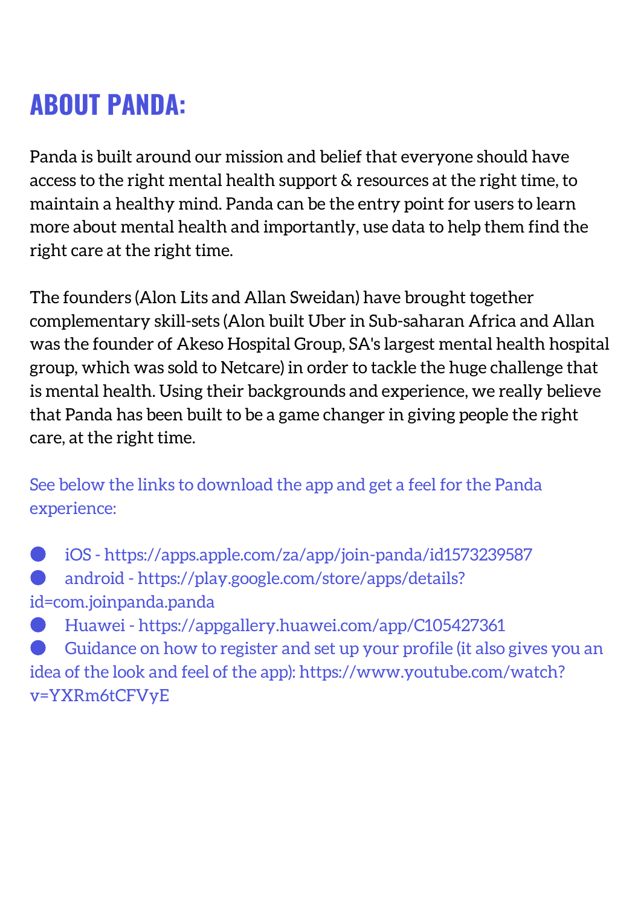# ABOUT PANDA:

Panda is built around our mission and belief that everyone should have access to the right mental health support & resources at the right time, to maintain a healthy mind. Panda can be the entry point for users to learn more about mental health and importantly, use data to help them find the right care at the right time.

The founders (Alon Lits and Allan Sweidan) have brought together complementary skill-sets (Alon built Uber in Sub-saharan Africa and Allan was the founder of Akeso Hospital Group, SA's largest mental health hospital group, which was sold to Netcare) in order to tackle the huge challenge that is mental health. Using their backgrounds and experience, we really believe that Panda has been built to be a game changer in giving people the right care, at the right time.

See below the links to download the app and get a feel for the Panda experience:

- iOS - https://apps.apple.com/za/app/join-panda/id1573239587
- android - https://play.google.com/store/apps/details?id=com.joinpanda.panda
- Huawei - https://appgallery.huawei.com/app/C105427361
- Guidance on how to register and set up your profile (it also gives you an idea of the look and feel of the app): https://www.youtube.com/watch?v=YXRm6tCFVyE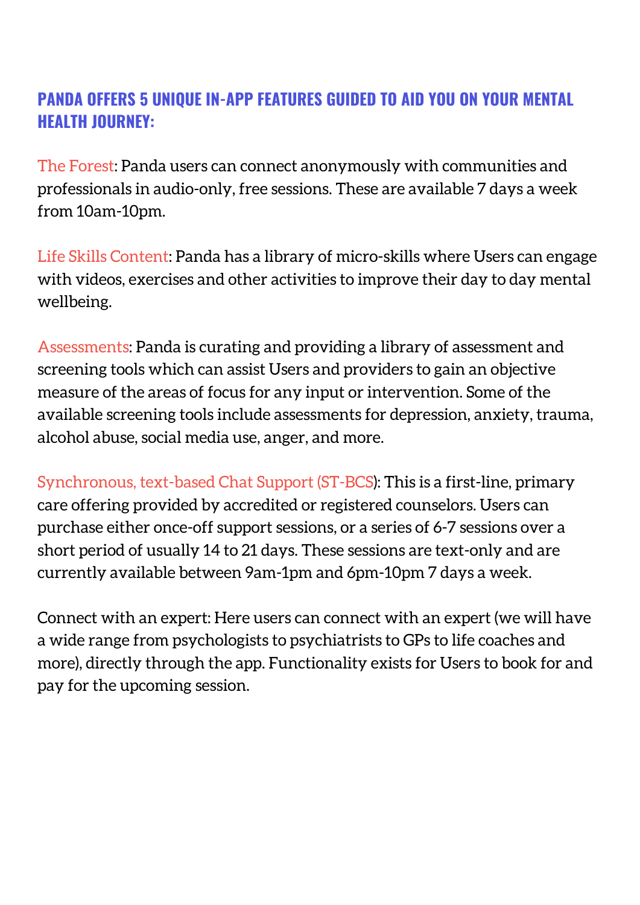## PANDA OFFERS 5 UNIQUE IN-APP FEATURES GUIDED TO AID YOU ON YOUR MENTAL HEALTH JOURNEY:

The Forest: Panda users can connect anonymously with communities and professionals in audio-only, free sessions. These are available 7 days a week from 10am-10pm.

Life Skills Content: Panda has a library of micro-skills where Users can engage with videos, exercises and other activities to improve their day to day mental wellbeing.

Assessments: Panda is curating and providing a library of assessment and screening tools which can assist Users and providers to gain an objective measure of the areas of focus for any input or intervention. Some of the available screening tools include assessments for depression, anxiety, trauma, alcohol abuse, social media use, anger, and more.

Synchronous, text-based Chat Support (ST-BCS): This is a first-line, primary care offering provided by accredited or registered counselors. Users can purchase either once-off support sessions, or a series of 6-7 sessions over a short period of usually 14 to 21 days. These sessions are text-only and are currently available between 9am-1pm and 6pm-10pm 7 days a week.

Connect with an expert: Here users can connect with an expert (we will have a wide range from psychologists to psychiatrists to GPs to life coaches and more), directly through the app. Functionality exists for Users to book for and pay for the upcoming session.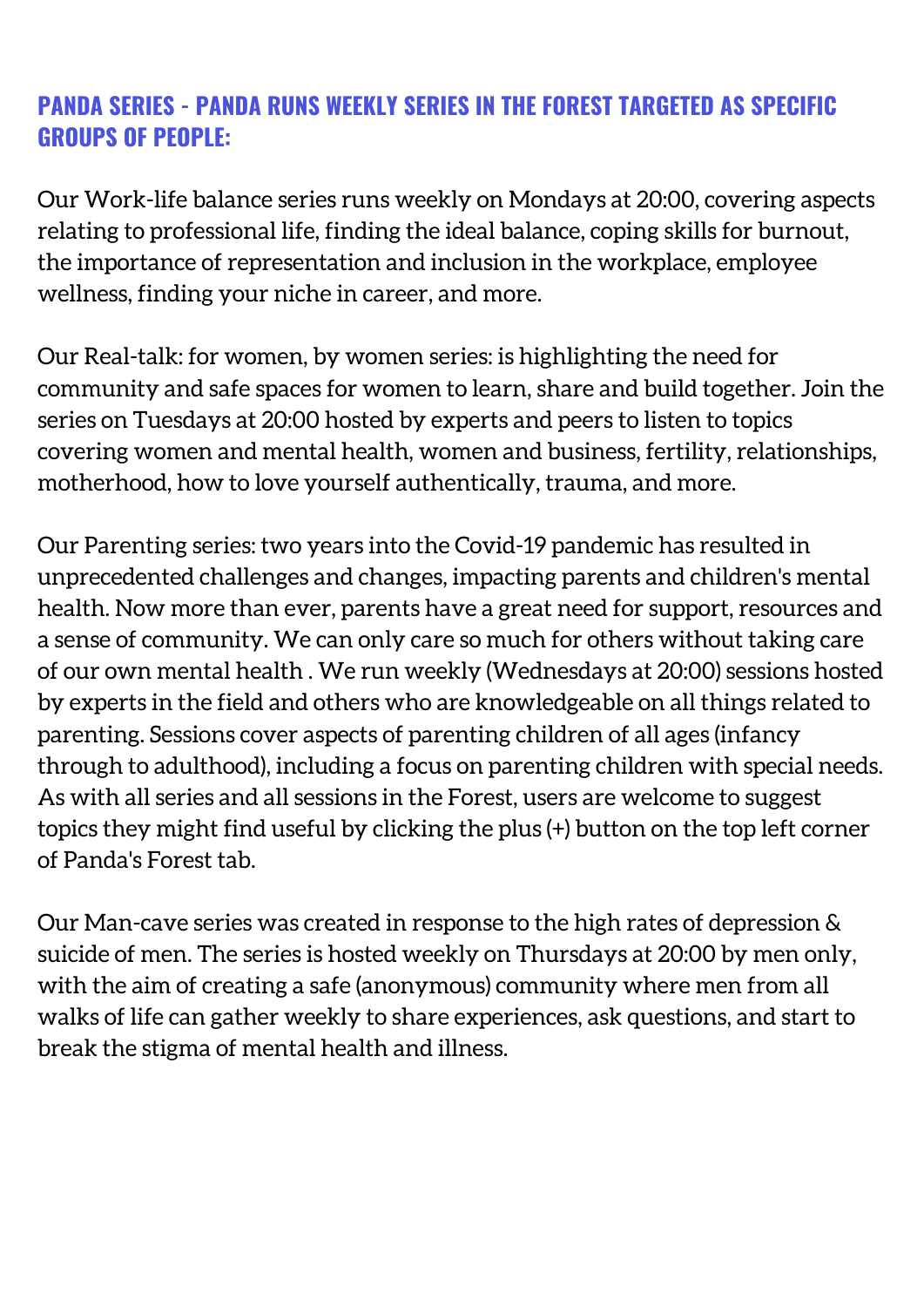## PANDA SERIES - PANDA RUNS WEEKLY SERIES IN THE FOREST TARGETED AS SPECIFIC GROUPS OF PEOPLE:

Our Work-life balance series runs weekly on Mondays at 20:00, covering aspects relating to professional life, finding the ideal balance, coping skills for burnout, the importance of representation and inclusion in the workplace, employee wellness, finding your niche in career, and more.

Our Real-talk: for women, by women series: is highlighting the need for community and safe spaces for women to learn, share and build together. Join the series on Tuesdays at 20:00 hosted by experts and peers to listen to topics covering women and mental health, women and business, fertility, relationships, motherhood, how to love yourself authentically, trauma, and more.

Our Parenting series: two years into the Covid-19 pandemic has resulted in unprecedented challenges and changes, impacting parents and children's mental health. Now more than ever, parents have a great need for support, resources and a sense of community. We can only care so much for others without taking care of our own mental health . We run weekly (Wednesdays at 20:00) sessions hosted by experts in the field and others who are knowledgeable on all things related to parenting. Sessions cover aspects of parenting children of all ages (infancy through to adulthood), including a focus on parenting children with special needs. As with all series and all sessions in the Forest, users are welcome to suggest topics they might find useful by clicking the plus (+) button on the top left corner of Panda's Forest tab.

Our Man-cave series was created in response to the high rates of depression & suicide of men. The series is hosted weekly on Thursdays at 20:00 by men only, with the aim of creating a safe (anonymous) community where men from all walks of life can gather weekly to share experiences, ask questions, and start to break the stigma of mental health and illness.